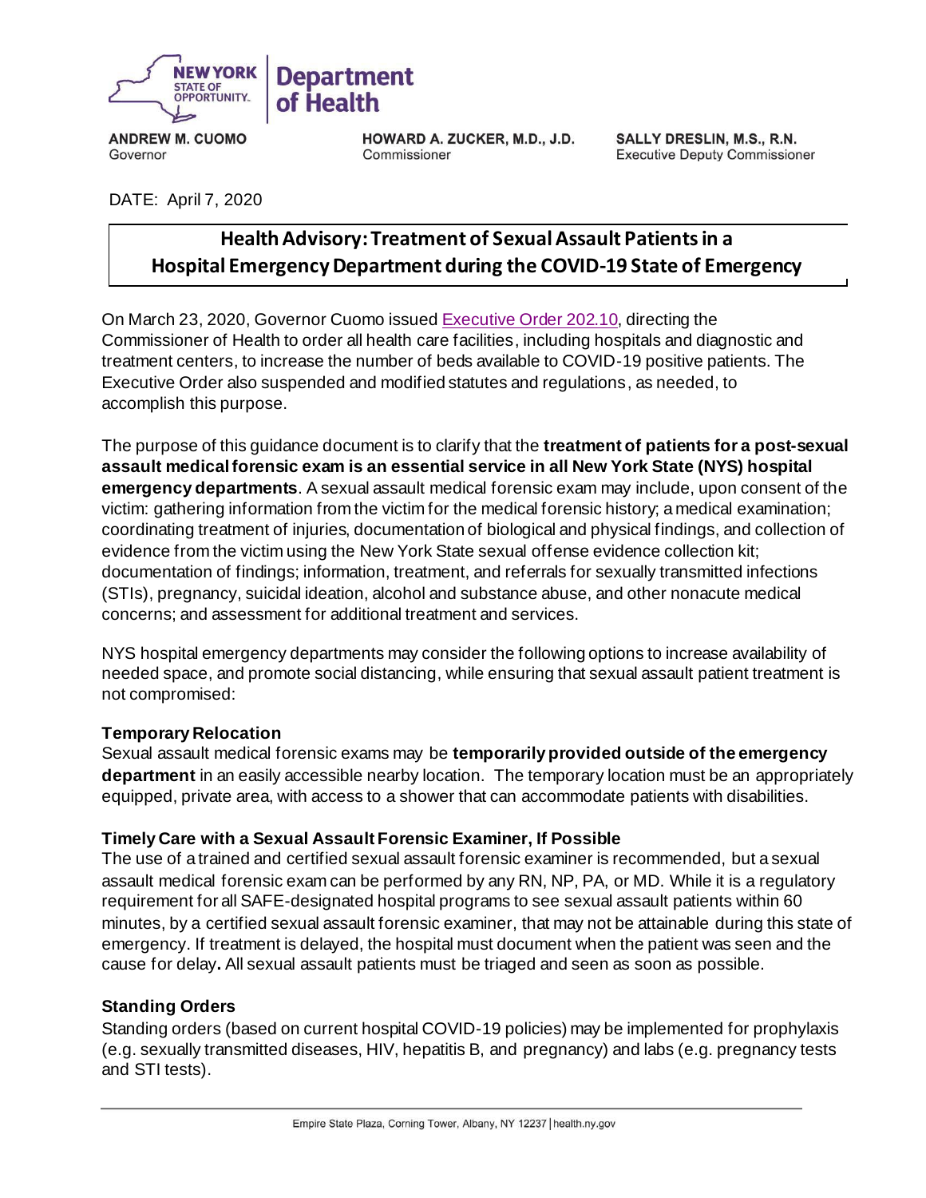**NEW YORK STATE OF OPPORTUNITY.** | **Department of Health**

**ANDREW M. CUOMO**
Governor

**HOWARD A. ZUCKER, M.D., J.D.**
Commissioner

**SALLY DRESLIN, M.S., R.N.**
Executive Deputy Commissioner

DATE: April 7, 2020

# Health Advisory: Treatment of Sexual Assault Patients in a Hospital Emergency Department during the COVID-19 State of Emergency

On March 23, 2020, Governor Cuomo issued Executive Order 202.10, directing the Commissioner of Health to order all health care facilities, including hospitals and diagnostic and treatment centers, to increase the number of beds available to COVID-19 positive patients. The Executive Order also suspended and modified statutes and regulations, as needed, to accomplish this purpose.

The purpose of this guidance document is to clarify that the **treatment of patients for a post-sexual assault medical forensic exam is an essential service in all New York State (NYS) hospital emergency departments**. A sexual assault medical forensic exam may include, upon consent of the victim: gathering information from the victim for the medical forensic history; a medical examination; coordinating treatment of injuries, documentation of biological and physical findings, and collection of evidence from the victim using the New York State sexual offense evidence collection kit; documentation of findings; information, treatment, and referrals for sexually transmitted infections (STIs), pregnancy, suicidal ideation, alcohol and substance abuse, and other nonacute medical concerns; and assessment for additional treatment and services.

NYS hospital emergency departments may consider the following options to increase availability of needed space, and promote social distancing, while ensuring that sexual assault patient treatment is not compromised:

### Temporary Relocation

Sexual assault medical forensic exams may be **temporarily provided outside of the emergency department** in an easily accessible nearby location. The temporary location must be an appropriately equipped, private area, with access to a shower that can accommodate patients with disabilities.

### Timely Care with a Sexual Assault Forensic Examiner, If Possible

The use of a trained and certified sexual assault forensic examiner is recommended, but a sexual assault medical forensic exam can be performed by any RN, NP, PA, or MD. While it is a regulatory requirement for all SAFE-designated hospital programs to see sexual assault patients within 60 minutes, by a certified sexual assault forensic examiner, that may not be attainable during this state of emergency. If treatment is delayed, the hospital must document when the patient was seen and the cause for delay**.** All sexual assault patients must be triaged and seen as soon as possible.

### Standing Orders

Standing orders (based on current hospital COVID-19 policies) may be implemented for prophylaxis (e.g. sexually transmitted diseases, HIV, hepatitis B, and pregnancy) and labs (e.g. pregnancy tests and STI tests).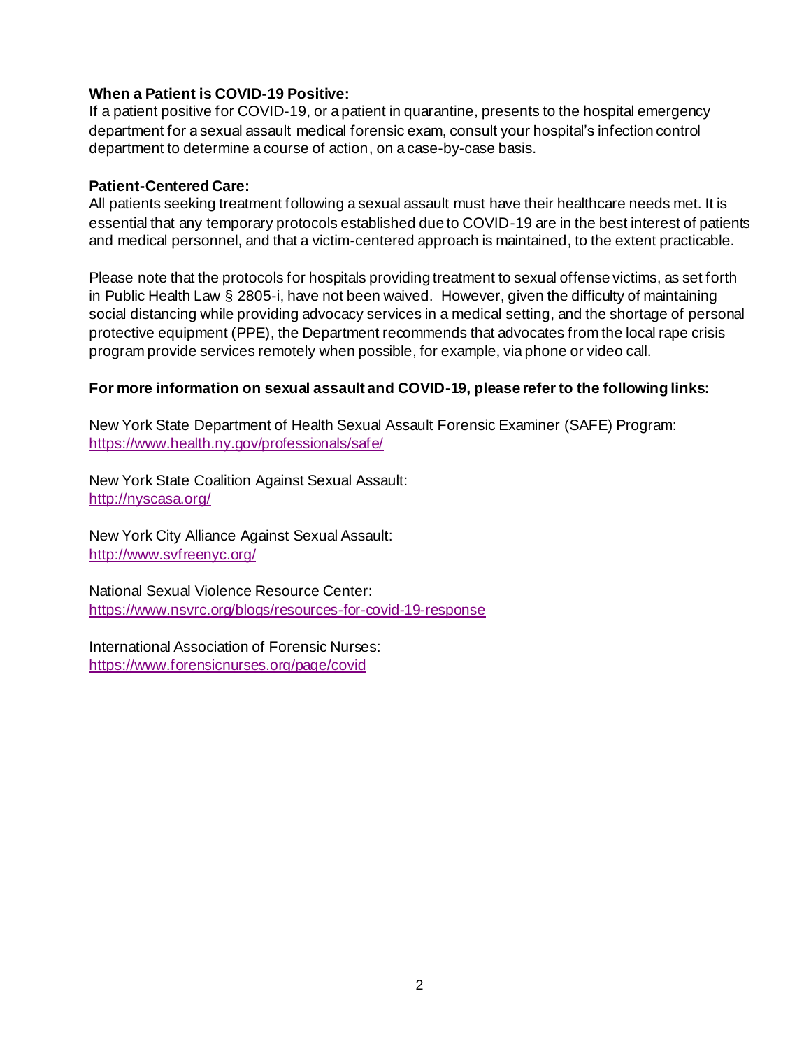**When a Patient is COVID-19 Positive:**
If a patient positive for COVID-19, or a patient in quarantine, presents to the hospital emergency department for a sexual assault medical forensic exam, consult your hospital's infection control department to determine a course of action, on a case-by-case basis.

**Patient-Centered Care:**
All patients seeking treatment following a sexual assault must have their healthcare needs met. It is essential that any temporary protocols established due to COVID-19 are in the best interest of patients and medical personnel, and that a victim-centered approach is maintained, to the extent practicable.

Please note that the protocols for hospitals providing treatment to sexual offense victims, as set forth in Public Health Law § 2805-i, have not been waived. However, given the difficulty of maintaining social distancing while providing advocacy services in a medical setting, and the shortage of personal protective equipment (PPE), the Department recommends that advocates from the local rape crisis program provide services remotely when possible, for example, via phone or video call.

**For more information on sexual assault and COVID-19, please refer to the following links:**

New York State Department of Health Sexual Assault Forensic Examiner (SAFE) Program:
https://www.health.ny.gov/professionals/safe/

New York State Coalition Against Sexual Assault:
http://nyscasa.org/

New York City Alliance Against Sexual Assault:
http://www.svfreenyc.org/

National Sexual Violence Resource Center:
https://www.nsvrc.org/blogs/resources-for-covid-19-response

International Association of Forensic Nurses:
https://www.forensicnurses.org/page/covid